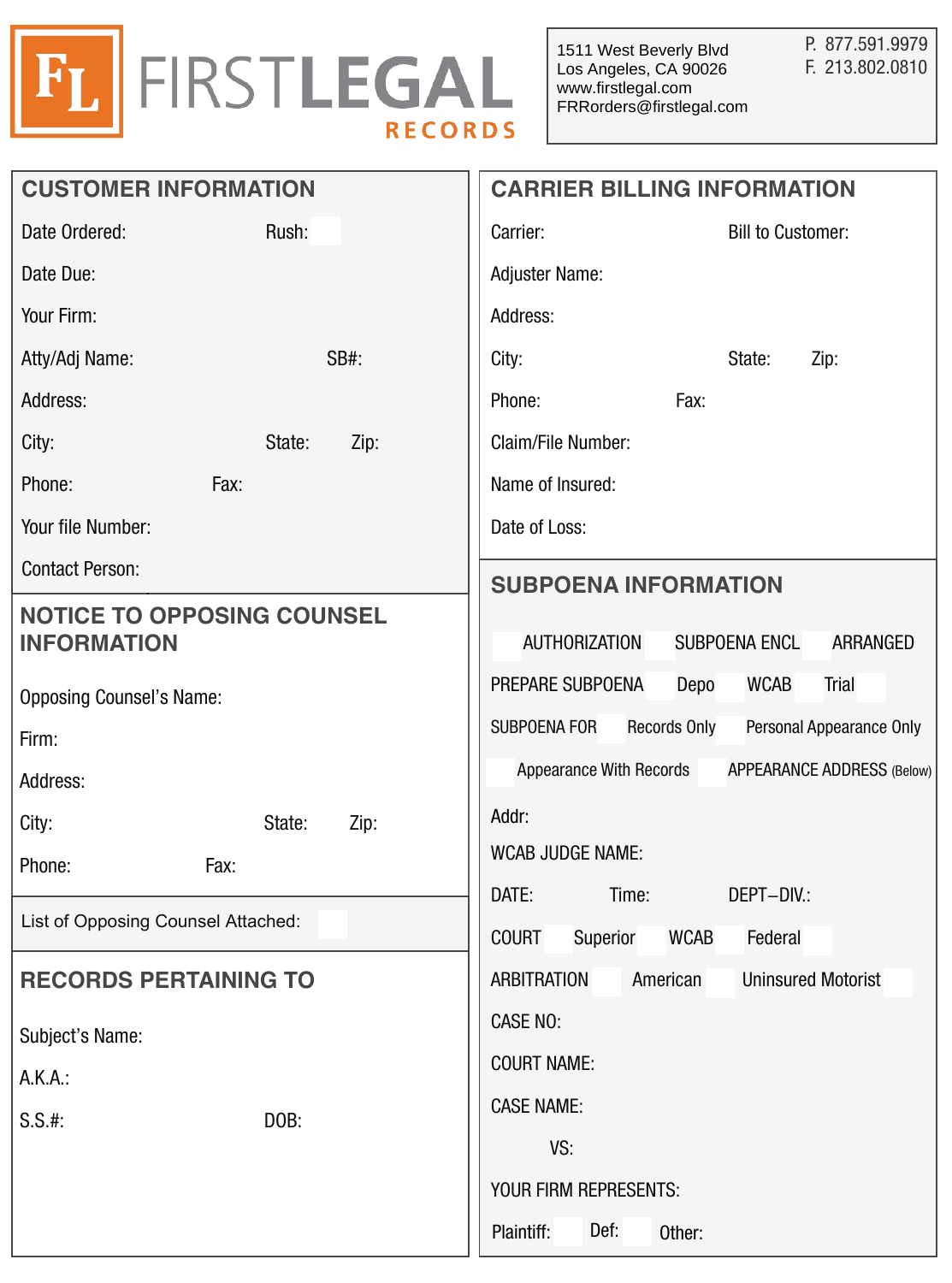FIRSTLEGAL RECORDS

1511 West Beverly Blvd
Los Angeles, CA 90026
www.firstlegal.com
FRRorders@firstlegal.com

P. 877.591.9979
F. 213.802.0810

## CUSTOMER INFORMATION

Date Ordered: Rush:

Date Due:

Your Firm:

Atty/Adj Name: SB#:

Address:

City: State: Zip:

Phone: Fax:

Your file Number:

Contact Person:

## NOTICE TO OPPOSING COUNSEL INFORMATION

Opposing Counsel's Name:

Firm:

Address:

City: State: Zip:

Phone: Fax:

List of Opposing Counsel Attached:

## RECORDS PERTAINING TO

Subject's Name:

A.K.A.:

S.S.#: DOB:

## CARRIER BILLING INFORMATION

Carrier: Bill to Customer:

Adjuster Name:

Address:

City: State: Zip:

Phone: Fax:

Claim/File Number:

Name of Insured:

Date of Loss:

## SUBPOENA INFORMATION

AUTHORIZATION SUBPOENA ENCL ARRANGED

PREPARE SUBPOENA Depo WCAB Trial

SUBPOENA FOR Records Only Personal Appearance Only

Appearance With Records APPEARANCE ADDRESS (Below)

Addr:

WCAB JUDGE NAME:

DATE: Time: DEPT–DIV.:

COURT Superior WCAB Federal

ARBITRATION American Uninsured Motorist

CASE NO:

COURT NAME:

CASE NAME:

VS:

YOUR FIRM REPRESENTS:

Plaintiff: Def: Other: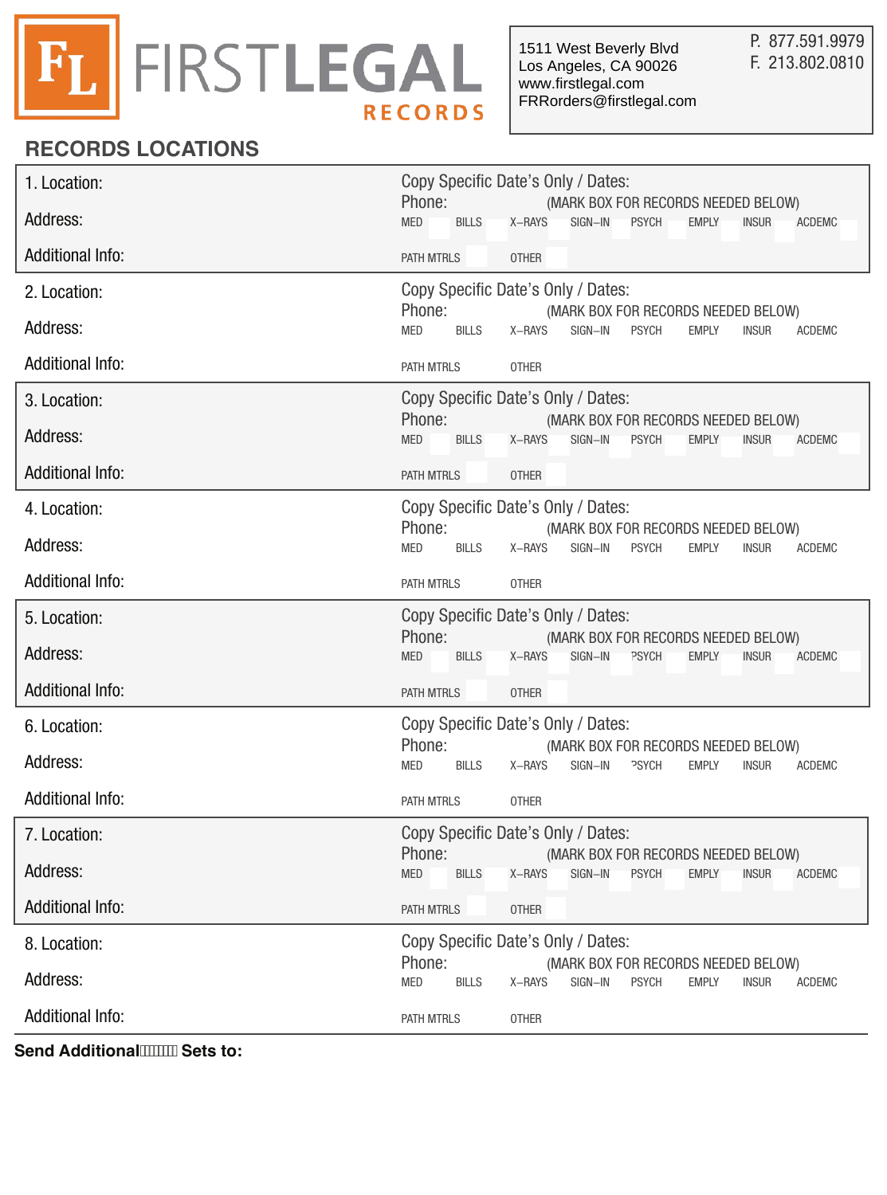FIRSTLEGAL RECORDS

1511 West Beverly Blvd
Los Angeles, CA 90026
www.firstlegal.com
FRRorders@firstlegal.com

P. 877.591.9979
F. 213.802.0810

## RECORDS LOCATIONS

1. Location:
Address:
Additional Info:

Copy Specific Date's Only / Dates:
Phone: (MARK BOX FOR RECORDS NEEDED BELOW)
MED BILLS X–RAYS SIGN–IN PSYCH EMPLY INSUR ACDEMC
PATH MTRLS OTHER

2. Location:
Address:
Additional Info:

Copy Specific Date's Only / Dates:
Phone: (MARK BOX FOR RECORDS NEEDED BELOW)
MED BILLS X–RAYS SIGN–IN PSYCH EMPLY INSUR ACDEMC
PATH MTRLS OTHER

3. Location:
Address:
Additional Info:

Copy Specific Date's Only / Dates:
Phone: (MARK BOX FOR RECORDS NEEDED BELOW)
MED BILLS X–RAYS SIGN–IN PSYCH EMPLY INSUR ACDEMC
PATH MTRLS OTHER

4. Location:
Address:
Additional Info:

Copy Specific Date's Only / Dates:
Phone: (MARK BOX FOR RECORDS NEEDED BELOW)
MED BILLS X–RAYS SIGN–IN PSYCH EMPLY INSUR ACDEMC
PATH MTRLS OTHER

5. Location:
Address:
Additional Info:

Copy Specific Date's Only / Dates:
Phone: (MARK BOX FOR RECORDS NEEDED BELOW)
MED BILLS X–RAYS SIGN–IN PSYCH EMPLY INSUR ACDEMC
PATH MTRLS OTHER

6. Location:
Address:
Additional Info:

Copy Specific Date's Only / Dates:
Phone: (MARK BOX FOR RECORDS NEEDED BELOW)
MED BILLS X–RAYS SIGN–IN PSYCH EMPLY INSUR ACDEMC
PATH MTRLS OTHER

7. Location:
Address:
Additional Info:

Copy Specific Date's Only / Dates:
Phone: (MARK BOX FOR RECORDS NEEDED BELOW)
MED BILLS X–RAYS SIGN–IN PSYCH EMPLY INSUR ACDEMC
PATH MTRLS OTHER

8. Location:
Address:
Additional Info:

Copy Specific Date's Only / Dates:
Phone: (MARK BOX FOR RECORDS NEEDED BELOW)
MED BILLS X–RAYS SIGN–IN PSYCH EMPLY INSUR ACDEMC
PATH MTRLS OTHER

**Send Additional Sets to:**